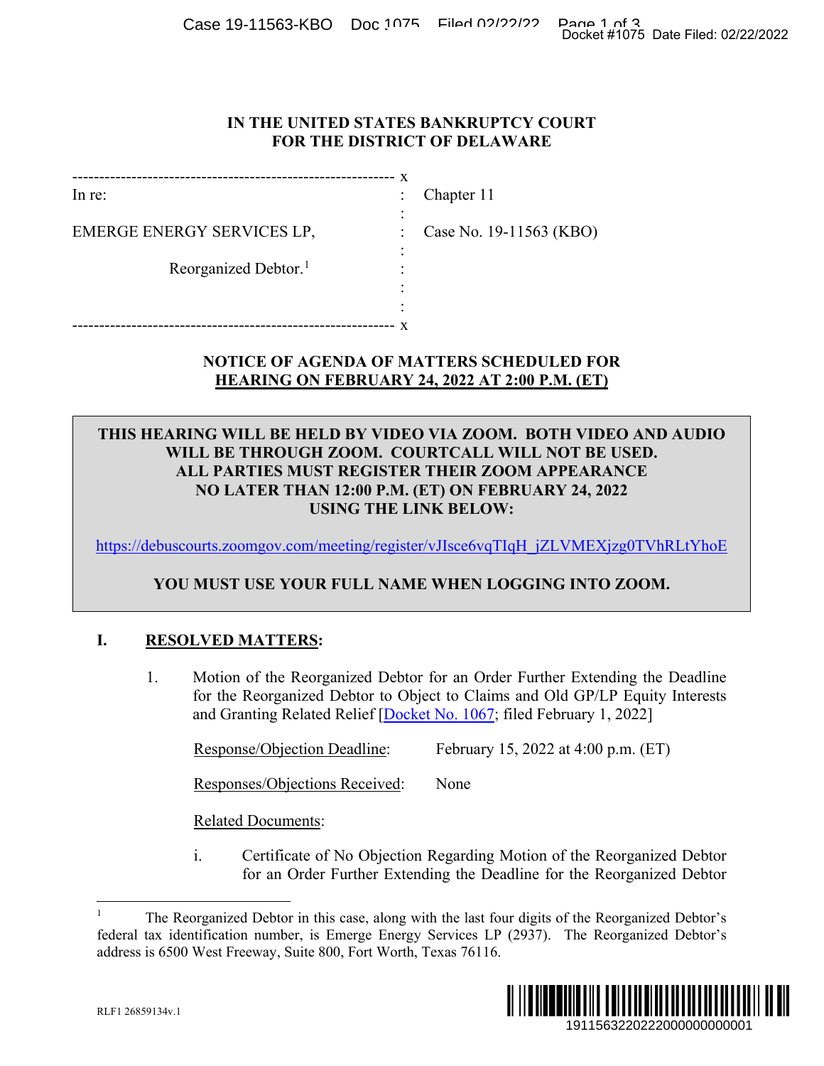IN THE UNITED STATES BANKRUPTCY COURT
FOR THE DISTRICT OF DELAWARE

| | | |
|---|---|---|
| In re: | : | Chapter 11 |
| EMERGE ENERGY SERVICES LP, | : | Case No. 19-11563 (KBO) |
| Reorganized Debtor.[1] | : | |

**NOTICE OF AGENDA OF MATTERS SCHEDULED FOR HEARING ON FEBRUARY 24, 2022 AT 2:00 P.M. (ET)**

**THIS HEARING WILL BE HELD BY VIDEO VIA ZOOM. BOTH VIDEO AND AUDIO WILL BE THROUGH ZOOM. COURTCALL WILL NOT BE USED. ALL PARTIES MUST REGISTER THEIR ZOOM APPEARANCE NO LATER THAN 12:00 P.M. (ET) ON FEBRUARY 24, 2022 USING THE LINK BELOW:**

https://debuscourts.zoomgov.com/meeting/register/vJIsce6vqTIqH_jZLVMEXjzg0TVhRLtYhoE

**YOU MUST USE YOUR FULL NAME WHEN LOGGING INTO ZOOM.**

## I. RESOLVED MATTERS:

1. Motion of the Reorganized Debtor for an Order Further Extending the Deadline for the Reorganized Debtor to Object to Claims and Old GP/LP Equity Interests and Granting Related Relief [Docket No. 1067; filed February 1, 2022]

   Response/Objection Deadline: February 15, 2022 at 4:00 p.m. (ET)

   Responses/Objections Received: None

   Related Documents:

   i. Certificate of No Objection Regarding Motion of the Reorganized Debtor for an Order Further Extending the Deadline for the Reorganized Debtor

---

[1] The Reorganized Debtor in this case, along with the last four digits of the Reorganized Debtor's federal tax identification number, is Emerge Energy Services LP (2937). The Reorganized Debtor's address is 6500 West Freeway, Suite 800, Fort Worth, Texas 76116.

RLF1 26859134v.1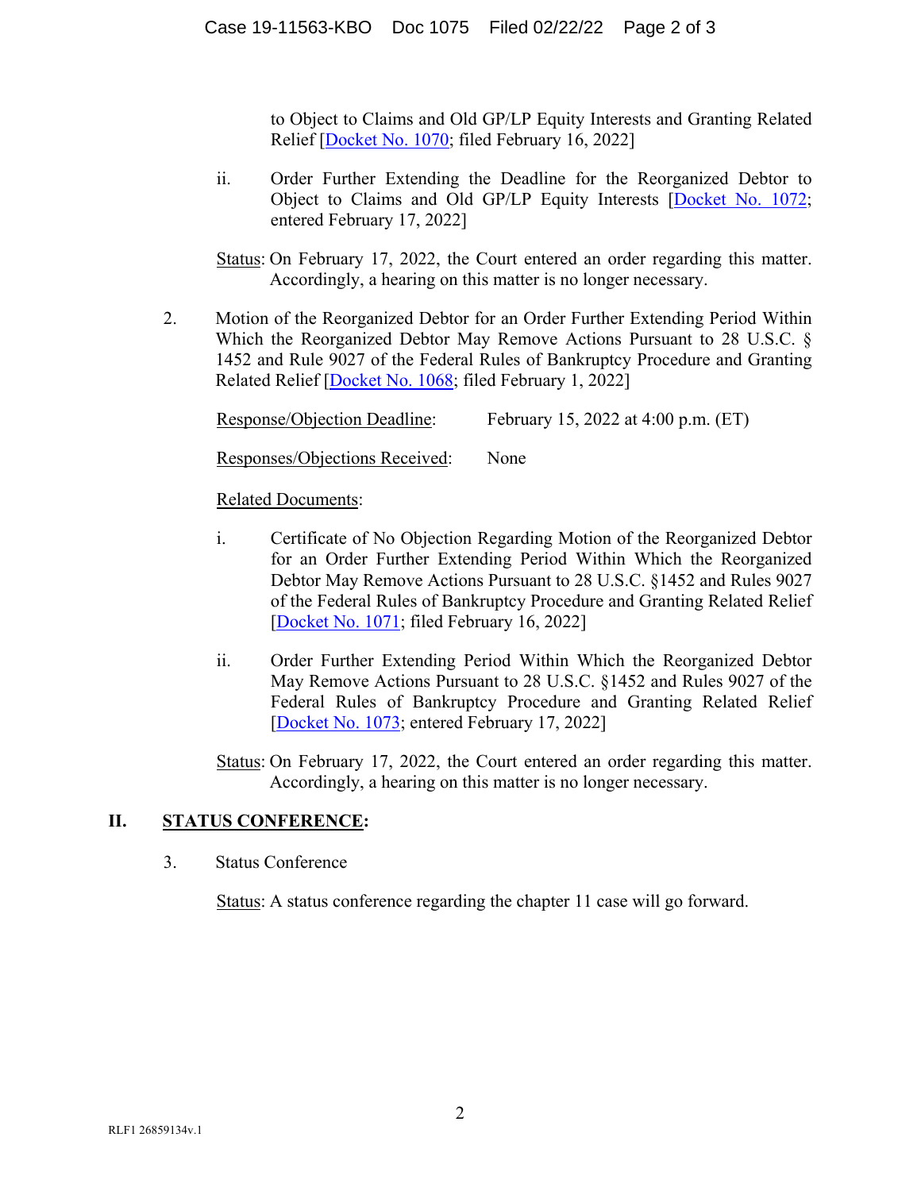to Object to Claims and Old GP/LP Equity Interests and Granting Related Relief [Docket No. 1070; filed February 16, 2022]

ii. Order Further Extending the Deadline for the Reorganized Debtor to Object to Claims and Old GP/LP Equity Interests [Docket No. 1072; entered February 17, 2022]

Status: On February 17, 2022, the Court entered an order regarding this matter. Accordingly, a hearing on this matter is no longer necessary.

2. Motion of the Reorganized Debtor for an Order Further Extending Period Within Which the Reorganized Debtor May Remove Actions Pursuant to 28 U.S.C. § 1452 and Rule 9027 of the Federal Rules of Bankruptcy Procedure and Granting Related Relief [Docket No. 1068; filed February 1, 2022]

Response/Objection Deadline: February 15, 2022 at 4:00 p.m. (ET)

Responses/Objections Received: None

Related Documents:

i. Certificate of No Objection Regarding Motion of the Reorganized Debtor for an Order Further Extending Period Within Which the Reorganized Debtor May Remove Actions Pursuant to 28 U.S.C. §1452 and Rules 9027 of the Federal Rules of Bankruptcy Procedure and Granting Related Relief [Docket No. 1071; filed February 16, 2022]

ii. Order Further Extending Period Within Which the Reorganized Debtor May Remove Actions Pursuant to 28 U.S.C. §1452 and Rules 9027 of the Federal Rules of Bankruptcy Procedure and Granting Related Relief [Docket No. 1073; entered February 17, 2022]

Status: On February 17, 2022, the Court entered an order regarding this matter. Accordingly, a hearing on this matter is no longer necessary.

## II. STATUS CONFERENCE:

3. Status Conference

Status: A status conference regarding the chapter 11 case will go forward.

RLF1 26859134v.1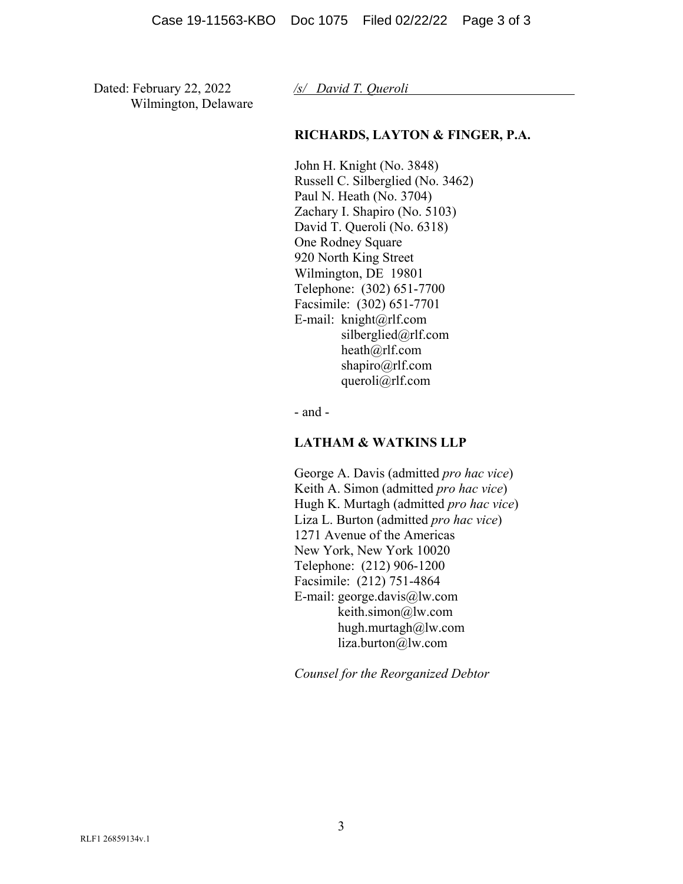Dated: February 22, 2022
Wilmington, Delaware

*/s/ David T. Queroli*

**RICHARDS, LAYTON & FINGER, P.A.**

John H. Knight (No. 3848)
Russell C. Silberglied (No. 3462)
Paul N. Heath (No. 3704)
Zachary I. Shapiro (No. 5103)
David T. Queroli (No. 6318)
One Rodney Square
920 North King Street
Wilmington, DE 19801
Telephone: (302) 651-7700
Facsimile: (302) 651-7701
E-mail: knight@rlf.com
silberglied@rlf.com
heath@rlf.com
shapiro@rlf.com
queroli@rlf.com

- and -

**LATHAM & WATKINS LLP**

George A. Davis (admitted *pro hac vice*)
Keith A. Simon (admitted *pro hac vice*)
Hugh K. Murtagh (admitted *pro hac vice*)
Liza L. Burton (admitted *pro hac vice*)
1271 Avenue of the Americas
New York, New York 10020
Telephone: (212) 906-1200
Facsimile: (212) 751-4864
E-mail: george.davis@lw.com
keith.simon@lw.com
hugh.murtagh@lw.com
liza.burton@lw.com

*Counsel for the Reorganized Debtor*

RLF1 26859134v.1